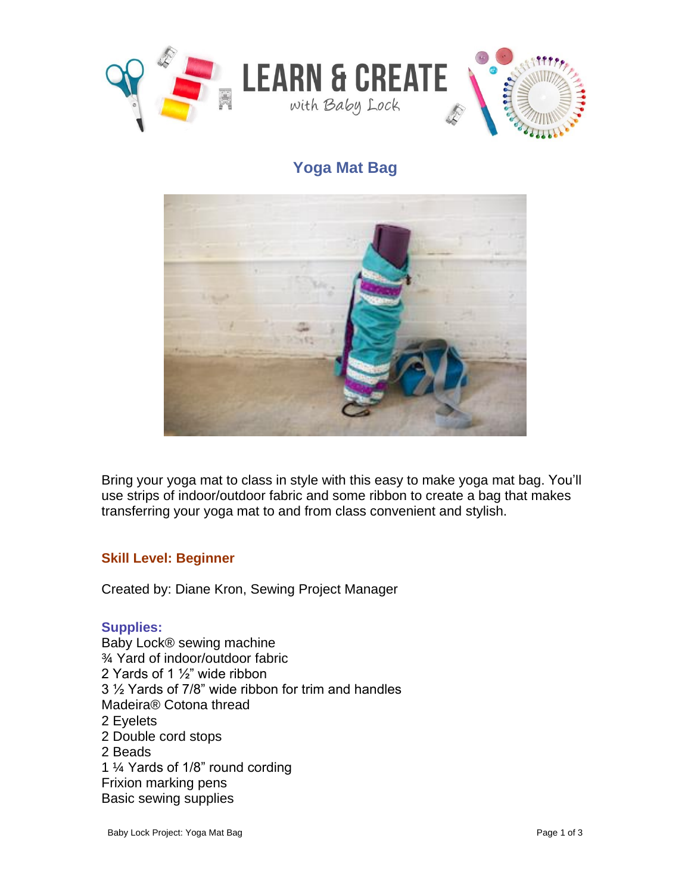# Yoga Mat Bag

Bring your yoga mat to class in style with this easy to make yoga mat bag. You'll use strips of indoor/outdoor fabric and some ribbon to create a bag that makes transferring your yoga mat to and from class convenient and stylish.

**Skill Level: Beginner**

Created by: Diane Kron, Sewing Project Manager

**Supplies:**

Baby Lock® sewing machine
¾ Yard of indoor/outdoor fabric
2 Yards of 1 ½" wide ribbon
3 ½ Yards of 7/8" wide ribbon for trim and handles
Madeira® Cotona thread
2 Eyelets
2 Double cord stops
2 Beads
1 ¼ Yards of 1/8" round cording
Frixion marking pens
Basic sewing supplies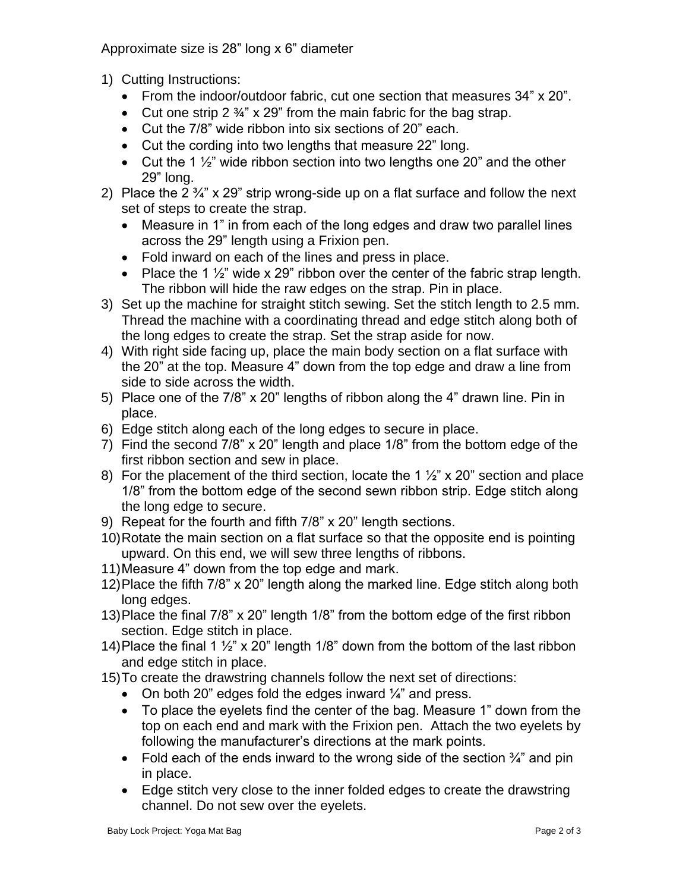Approximate size is 28" long x 6" diameter

1) Cutting Instructions:
   - From the indoor/outdoor fabric, cut one section that measures 34" x 20".
   - Cut one strip 2 ¾" x 29" from the main fabric for the bag strap.
   - Cut the 7/8" wide ribbon into six sections of 20" each.
   - Cut the cording into two lengths that measure 22" long.
   - Cut the 1 ½" wide ribbon section into two lengths one 20" and the other 29" long.
2) Place the 2 ¾" x 29" strip wrong-side up on a flat surface and follow the next set of steps to create the strap.
   - Measure in 1" in from each of the long edges and draw two parallel lines across the 29" length using a Frixion pen.
   - Fold inward on each of the lines and press in place.
   - Place the 1 ½" wide x 29" ribbon over the center of the fabric strap length. The ribbon will hide the raw edges on the strap. Pin in place.
3) Set up the machine for straight stitch sewing. Set the stitch length to 2.5 mm. Thread the machine with a coordinating thread and edge stitch along both of the long edges to create the strap. Set the strap aside for now.
4) With right side facing up, place the main body section on a flat surface with the 20" at the top. Measure 4" down from the top edge and draw a line from side to side across the width.
5) Place one of the 7/8" x 20" lengths of ribbon along the 4" drawn line. Pin in place.
6) Edge stitch along each of the long edges to secure in place.
7) Find the second 7/8" x 20" length and place 1/8" from the bottom edge of the first ribbon section and sew in place.
8) For the placement of the third section, locate the 1 ½" x 20" section and place 1/8" from the bottom edge of the second sewn ribbon strip. Edge stitch along the long edge to secure.
9) Repeat for the fourth and fifth 7/8" x 20" length sections.
10) Rotate the main section on a flat surface so that the opposite end is pointing upward. On this end, we will sew three lengths of ribbons.
11) Measure 4" down from the top edge and mark.
12) Place the fifth 7/8" x 20" length along the marked line. Edge stitch along both long edges.
13) Place the final 7/8" x 20" length 1/8" from the bottom edge of the first ribbon section. Edge stitch in place.
14) Place the final 1 ½" x 20" length 1/8" down from the bottom of the last ribbon and edge stitch in place.
15) To create the drawstring channels follow the next set of directions:
   - On both 20" edges fold the edges inward ¼" and press.
   - To place the eyelets find the center of the bag. Measure 1" down from the top on each end and mark with the Frixion pen. Attach the two eyelets by following the manufacturer's directions at the mark points.
   - Fold each of the ends inward to the wrong side of the section ¾" and pin in place.
   - Edge stitch very close to the inner folded edges to create the drawstring channel. Do not sew over the eyelets.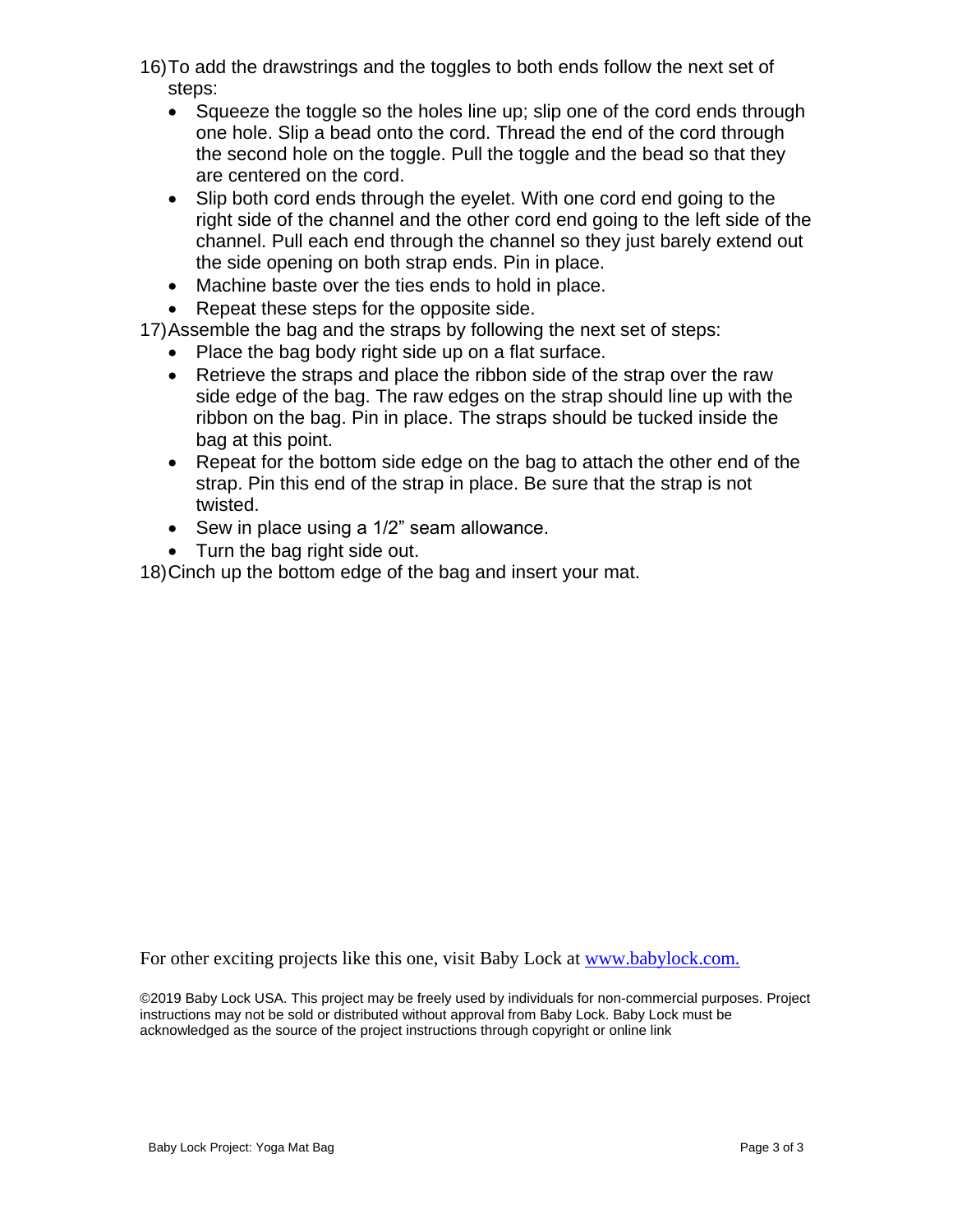16) To add the drawstrings and the toggles to both ends follow the next set of steps:
    - Squeeze the toggle so the holes line up; slip one of the cord ends through one hole. Slip a bead onto the cord. Thread the end of the cord through the second hole on the toggle. Pull the toggle and the bead so that they are centered on the cord.
    - Slip both cord ends through the eyelet. With one cord end going to the right side of the channel and the other cord end going to the left side of the channel. Pull each end through the channel so they just barely extend out the side opening on both strap ends. Pin in place.
    - Machine baste over the ties ends to hold in place.
    - Repeat these steps for the opposite side.
17) Assemble the bag and the straps by following the next set of steps:
    - Place the bag body right side up on a flat surface.
    - Retrieve the straps and place the ribbon side of the strap over the raw side edge of the bag. The raw edges on the strap should line up with the ribbon on the bag. Pin in place. The straps should be tucked inside the bag at this point.
    - Repeat for the bottom side edge on the bag to attach the other end of the strap. Pin this end of the strap in place. Be sure that the strap is not twisted.
    - Sew in place using a 1/2" seam allowance.
    - Turn the bag right side out.
18) Cinch up the bottom edge of the bag and insert your mat.

For other exciting projects like this one, visit Baby Lock at [www.babylock.com.](http://www.babylock.com)

©2019 Baby Lock USA. This project may be freely used by individuals for non-commercial purposes. Project instructions may not be sold or distributed without approval from Baby Lock. Baby Lock must be acknowledged as the source of the project instructions through copyright or online link